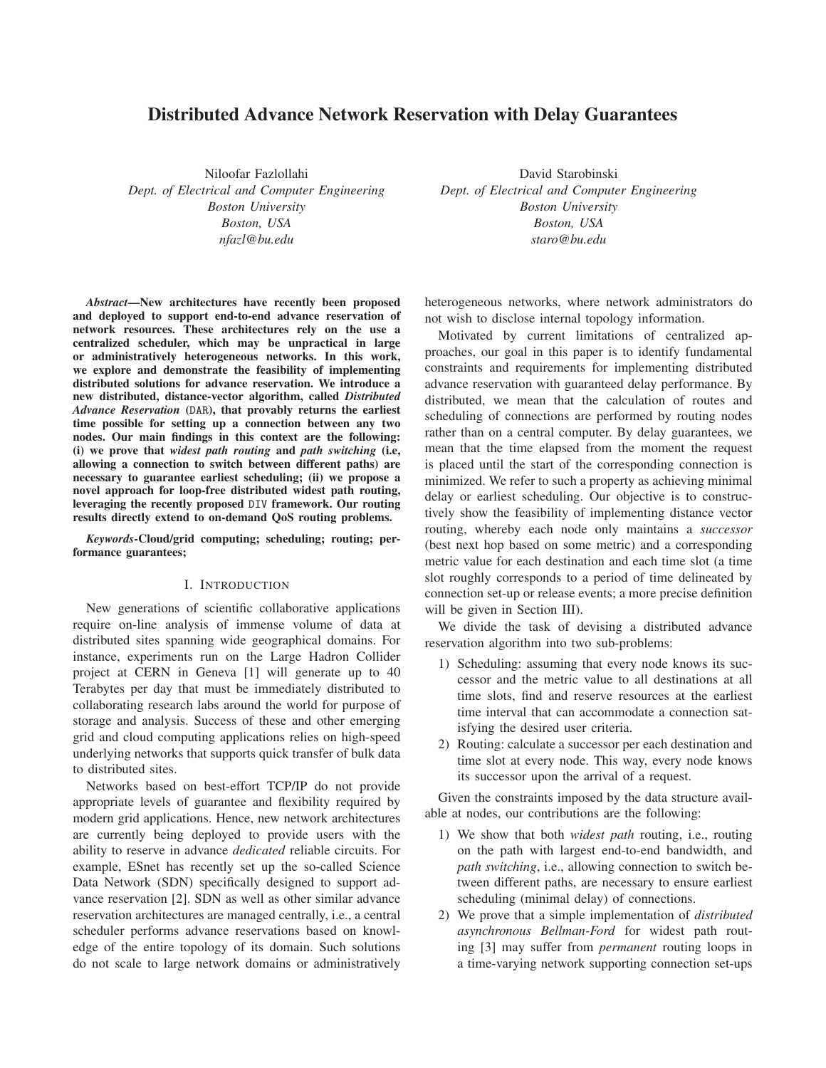# Distributed Advance Network Reservation with Delay Guarantees

Niloofar Fazlollahi
*Dept. of Electrical and Computer Engineering*
*Boston University*
*Boston, USA*
*nfazl@bu.edu*

David Starobinski
*Dept. of Electrical and Computer Engineering*
*Boston University*
*Boston, USA*
*staro@bu.edu*

***Abstract*—New architectures have recently been proposed and deployed to support end-to-end advance reservation of network resources. These architectures rely on the use a centralized scheduler, which may be unpractical in large or administratively heterogeneous networks. In this work, we explore and demonstrate the feasibility of implementing distributed solutions for advance reservation. We introduce a new distributed, distance-vector algorithm, called *Distributed Advance Reservation* (DAR), that provably returns the earliest time possible for setting up a connection between any two nodes. Our main findings in this context are the following: (i) we prove that *widest path routing* and *path switching* (i.e, allowing a connection to switch between different paths) are necessary to guarantee earliest scheduling; (ii) we propose a novel approach for loop-free distributed widest path routing, leveraging the recently proposed DIV framework. Our routing results directly extend to on-demand QoS routing problems.**

***Keywords*-Cloud/grid computing; scheduling; routing; performance guarantees;**

## I. Introduction

New generations of scientific collaborative applications require on-line analysis of immense volume of data at distributed sites spanning wide geographical domains. For instance, experiments run on the Large Hadron Collider project at CERN in Geneva [1] will generate up to 40 Terabytes per day that must be immediately distributed to collaborating research labs around the world for purpose of storage and analysis. Success of these and other emerging grid and cloud computing applications relies on high-speed underlying networks that supports quick transfer of bulk data to distributed sites.

Networks based on best-effort TCP/IP do not provide appropriate levels of guarantee and flexibility required by modern grid applications. Hence, new network architectures are currently being deployed to provide users with the ability to reserve in advance *dedicated* reliable circuits. For example, ESnet has recently set up the so-called Science Data Network (SDN) specifically designed to support advance reservation [2]. SDN as well as other similar advance reservation architectures are managed centrally, i.e., a central scheduler performs advance reservations based on knowledge of the entire topology of its domain. Such solutions do not scale to large network domains or administratively heterogeneous networks, where network administrators do not wish to disclose internal topology information.

Motivated by current limitations of centralized approaches, our goal in this paper is to identify fundamental constraints and requirements for implementing distributed advance reservation with guaranteed delay performance. By distributed, we mean that the calculation of routes and scheduling of connections are performed by routing nodes rather than on a central computer. By delay guarantees, we mean that the time elapsed from the moment the request is placed until the start of the corresponding connection is minimized. We refer to such a property as achieving minimal delay or earliest scheduling. Our objective is to constructively show the feasibility of implementing distance vector routing, whereby each node only maintains a *successor* (best next hop based on some metric) and a corresponding metric value for each destination and each time slot (a time slot roughly corresponds to a period of time delineated by connection set-up or release events; a more precise definition will be given in Section III).

We divide the task of devising a distributed advance reservation algorithm into two sub-problems:

1) Scheduling: assuming that every node knows its successor and the metric value to all destinations at all time slots, find and reserve resources at the earliest time interval that can accommodate a connection satisfying the desired user criteria.
2) Routing: calculate a successor per each destination and time slot at every node. This way, every node knows its successor upon the arrival of a request.

Given the constraints imposed by the data structure available at nodes, our contributions are the following:

1) We show that both *widest path* routing, i.e., routing on the path with largest end-to-end bandwidth, and *path switching*, i.e., allowing connection to switch between different paths, are necessary to ensure earliest scheduling (minimal delay) of connections.
2) We prove that a simple implementation of *distributed asynchronous Bellman-Ford* for widest path routing [3] may suffer from *permanent* routing loops in a time-varying network supporting connection set-ups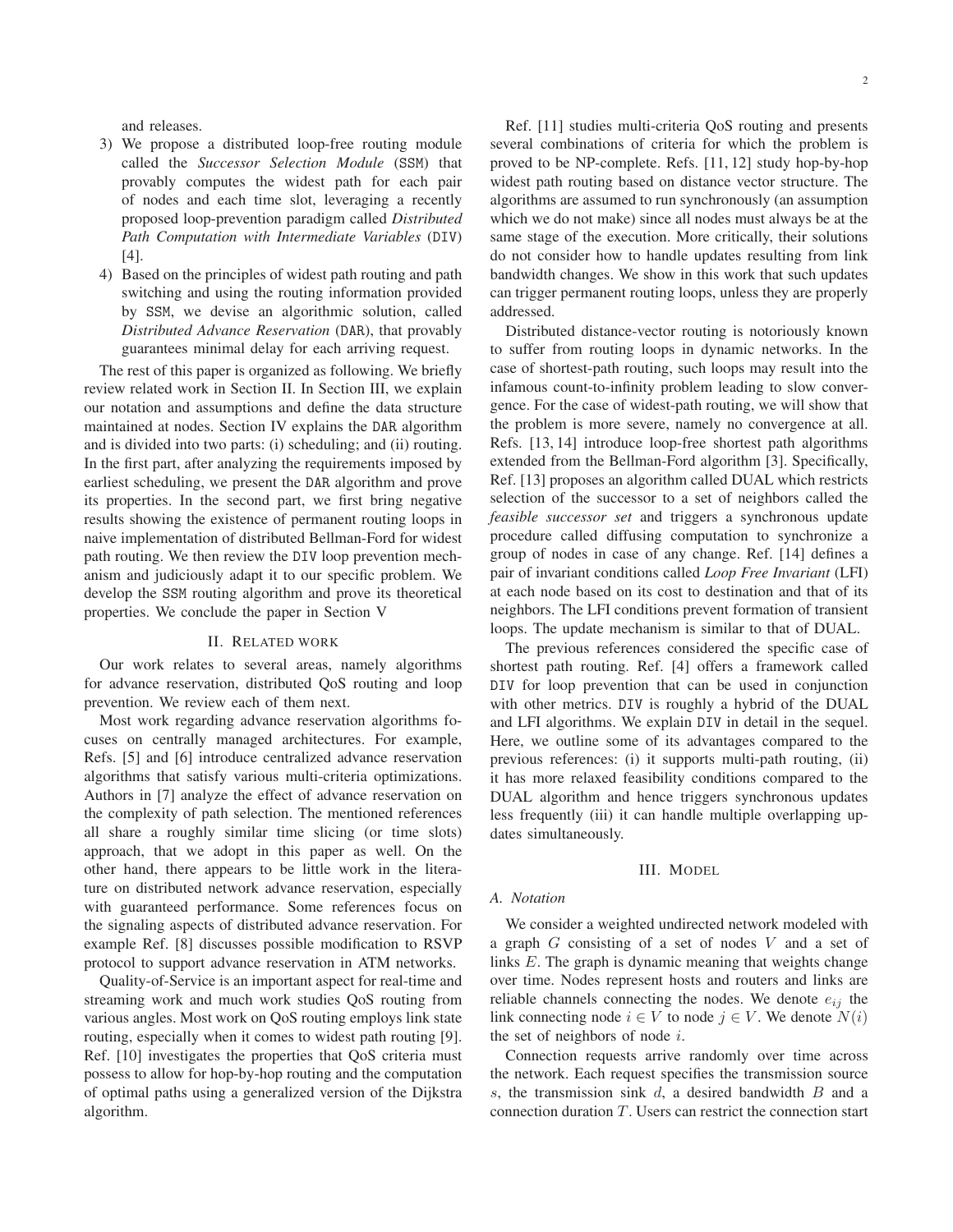and releases.

3) We propose a distributed loop-free routing module called the *Successor Selection Module* (SSM) that provably computes the widest path for each pair of nodes and each time slot, leveraging a recently proposed loop-prevention paradigm called *Distributed Path Computation with Intermediate Variables* (DIV) [4].
4) Based on the principles of widest path routing and path switching and using the routing information provided by SSM, we devise an algorithmic solution, called *Distributed Advance Reservation* (DAR), that provably guarantees minimal delay for each arriving request.

The rest of this paper is organized as following. We briefly review related work in Section II. In Section III, we explain our notation and assumptions and define the data structure maintained at nodes. Section IV explains the DAR algorithm and is divided into two parts: (i) scheduling; and (ii) routing. In the first part, after analyzing the requirements imposed by earliest scheduling, we present the DAR algorithm and prove its properties. In the second part, we first bring negative results showing the existence of permanent routing loops in naive implementation of distributed Bellman-Ford for widest path routing. We then review the DIV loop prevention mechanism and judiciously adapt it to our specific problem. We develop the SSM routing algorithm and prove its theoretical properties. We conclude the paper in Section V

## II. Related work

Our work relates to several areas, namely algorithms for advance reservation, distributed QoS routing and loop prevention. We review each of them next.

Most work regarding advance reservation algorithms focuses on centrally managed architectures. For example, Refs. [5] and [6] introduce centralized advance reservation algorithms that satisfy various multi-criteria optimizations. Authors in [7] analyze the effect of advance reservation on the complexity of path selection. The mentioned references all share a roughly similar time slicing (or time slots) approach, that we adopt in this paper as well. On the other hand, there appears to be little work in the literature on distributed network advance reservation, especially with guaranteed performance. Some references focus on the signaling aspects of distributed advance reservation. For example Ref. [8] discusses possible modification to RSVP protocol to support advance reservation in ATM networks.

Quality-of-Service is an important aspect for real-time and streaming work and much work studies QoS routing from various angles. Most work on QoS routing employs link state routing, especially when it comes to widest path routing [9]. Ref. [10] investigates the properties that QoS criteria must possess to allow for hop-by-hop routing and the computation of optimal paths using a generalized version of the Dijkstra algorithm.

Ref. [11] studies multi-criteria QoS routing and presents several combinations of criteria for which the problem is proved to be NP-complete. Refs. [11, 12] study hop-by-hop widest path routing based on distance vector structure. The algorithms are assumed to run synchronously (an assumption which we do not make) since all nodes must always be at the same stage of the execution. More critically, their solutions do not consider how to handle updates resulting from link bandwidth changes. We show in this work that such updates can trigger permanent routing loops, unless they are properly addressed.

Distributed distance-vector routing is notoriously known to suffer from routing loops in dynamic networks. In the case of shortest-path routing, such loops may result into the infamous count-to-infinity problem leading to slow convergence. For the case of widest-path routing, we will show that the problem is more severe, namely no convergence at all. Refs. [13, 14] introduce loop-free shortest path algorithms extended from the Bellman-Ford algorithm [3]. Specifically, Ref. [13] proposes an algorithm called DUAL which restricts selection of the successor to a set of neighbors called the *feasible successor set* and triggers a synchronous update procedure called diffusing computation to synchronize a group of nodes in case of any change. Ref. [14] defines a pair of invariant conditions called *Loop Free Invariant* (LFI) at each node based on its cost to destination and that of its neighbors. The LFI conditions prevent formation of transient loops. The update mechanism is similar to that of DUAL.

The previous references considered the specific case of shortest path routing. Ref. [4] offers a framework called DIV for loop prevention that can be used in conjunction with other metrics. DIV is roughly a hybrid of the DUAL and LFI algorithms. We explain DIV in detail in the sequel. Here, we outline some of its advantages compared to the previous references: (i) it supports multi-path routing, (ii) it has more relaxed feasibility conditions compared to the DUAL algorithm and hence triggers synchronous updates less frequently (iii) it can handle multiple overlapping updates simultaneously.

## III. Model

### A. Notation

We consider a weighted undirected network modeled with a graph $G$ consisting of a set of nodes $V$ and a set of links $E$. The graph is dynamic meaning that weights change over time. Nodes represent hosts and routers and links are reliable channels connecting the nodes. We denote $e_{ij}$ the link connecting node $i \in V$ to node $j \in V$. We denote $N(i)$ the set of neighbors of node $i$.

Connection requests arrive randomly over time across the network. Each request specifies the transmission source $s$, the transmission sink $d$, a desired bandwidth $B$ and a connection duration $T$. Users can restrict the connection start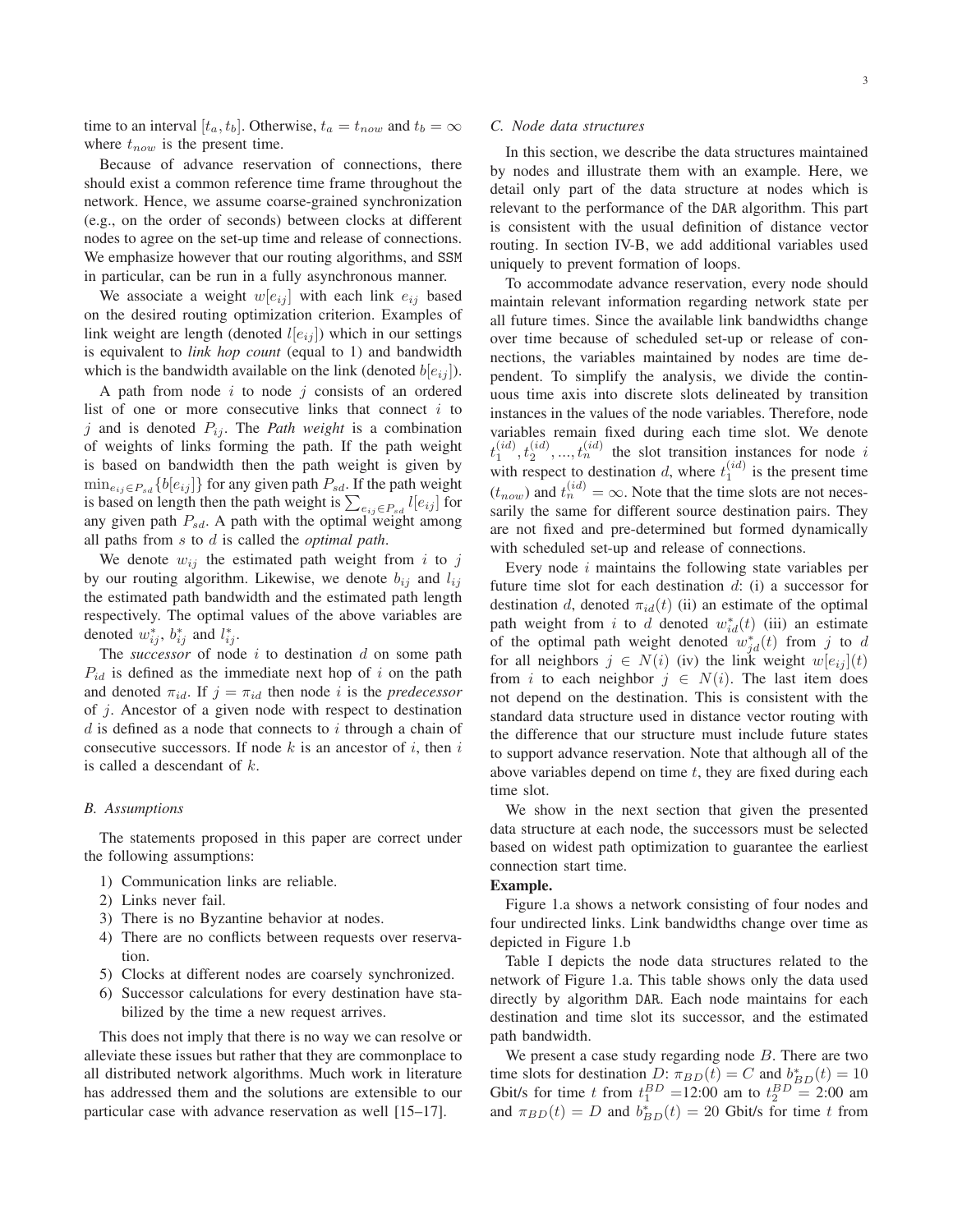time to an interval $[t_a, t_b]$. Otherwise, $t_a = t_{now}$ and $t_b = \infty$ where $t_{now}$ is the present time.

Because of advance reservation of connections, there should exist a common reference time frame throughout the network. Hence, we assume coarse-grained synchronization (e.g., on the order of seconds) between clocks at different nodes to agree on the set-up time and release of connections. We emphasize however that our routing algorithms, and SSM in particular, can be run in a fully asynchronous manner.

We associate a weight $w[e_{ij}]$ with each link $e_{ij}$ based on the desired routing optimization criterion. Examples of link weight are length (denoted $l[e_{ij}]$) which in our settings is equivalent to *link hop count* (equal to 1) and bandwidth which is the bandwidth available on the link (denoted $b[e_{ij}]$).

A path from node $i$ to node $j$ consists of an ordered list of one or more consecutive links that connect $i$ to $j$ and is denoted $P_{ij}$. The *Path weight* is a combination of weights of links forming the path. If the path weight is based on bandwidth then the path weight is given by $\min_{e_{ij} \in P_{sd}} \{b[e_{ij}]\}$ for any given path $P_{sd}$. If the path weight is based on length then the path weight is $\sum_{e_{ij} \in P_{sd}} l[e_{ij}]$ for any given path $P_{sd}$. A path with the optimal weight among all paths from $s$ to $d$ is called the *optimal path*.

We denote $w_{ij}$ the estimated path weight from $i$ to $j$ by our routing algorithm. Likewise, we denote $b_{ij}$ and $l_{ij}$ the estimated path bandwidth and the estimated path length respectively. The optimal values of the above variables are denoted $w^*_{ij}$, $b^*_{ij}$ and $l^*_{ij}$.

The *successor* of node $i$ to destination $d$ on some path $P_{id}$ is defined as the immediate next hop of $i$ on the path and denoted $\pi_{id}$. If $j = \pi_{id}$ then node $i$ is the *predecessor* of $j$. Ancestor of a given node with respect to destination $d$ is defined as a node that connects to $i$ through a chain of consecutive successors. If node $k$ is an ancestor of $i$, then $i$ is called a descendant of $k$.

### B. Assumptions

The statements proposed in this paper are correct under the following assumptions:

1) Communication links are reliable.
2) Links never fail.
3) There is no Byzantine behavior at nodes.
4) There are no conflicts between requests over reservation.
5) Clocks at different nodes are coarsely synchronized.
6) Successor calculations for every destination have stabilized by the time a new request arrives.

This does not imply that there is no way we can resolve or alleviate these issues but rather that they are commonplace to all distributed network algorithms. Much work in literature has addressed them and the solutions are extensible to our particular case with advance reservation as well [15–17].

### C. Node data structures

In this section, we describe the data structures maintained by nodes and illustrate them with an example. Here, we detail only part of the data structure at nodes which is relevant to the performance of the DAR algorithm. This part is consistent with the usual definition of distance vector routing. In section IV-B, we add additional variables used uniquely to prevent formation of loops.

To accommodate advance reservation, every node should maintain relevant information regarding network state per all future times. Since the available link bandwidths change over time because of scheduled set-up or release of connections, the variables maintained by nodes are time dependent. To simplify the analysis, we divide the continuous time axis into discrete slots delineated by transition instances in the values of the node variables. Therefore, node variables remain fixed during each time slot. We denote $t_1^{(id)}, t_2^{(id)}, ..., t_n^{(id)}$ the slot transition instances for node $i$ with respect to destination $d$, where $t_1^{(id)}$ is the present time ($t_{now}$) and $t_n^{(id)} = \infty$. Note that the time slots are not necessarily the same for different source destination pairs. They are not fixed and pre-determined but formed dynamically with scheduled set-up and release of connections.

Every node $i$ maintains the following state variables per future time slot for each destination $d$: (i) a successor for destination $d$, denoted $\pi_{id}(t)$ (ii) an estimate of the optimal path weight from $i$ to $d$ denoted $w^*_{id}(t)$ (iii) an estimate of the optimal path weight denoted $w^*_{jd}(t)$ from $j$ to $d$ for all neighbors $j \in N(i)$ (iv) the link weight $w[e_{ij}](t)$ from $i$ to each neighbor $j \in N(i)$. The last item does not depend on the destination. This is consistent with the standard data structure used in distance vector routing with the difference that our structure must include future states to support advance reservation. Note that although all of the above variables depend on time $t$, they are fixed during each time slot.

We show in the next section that given the presented data structure at each node, the successors must be selected based on widest path optimization to guarantee the earliest connection start time.

**Example.**

Figure 1.a shows a network consisting of four nodes and four undirected links. Link bandwidths change over time as depicted in Figure 1.b

Table I depicts the node data structures related to the network of Figure 1.a. This table shows only the data used directly by algorithm DAR. Each node maintains for each destination and time slot its successor, and the estimated path bandwidth.

We present a case study regarding node $B$. There are two time slots for destination $D$: $\pi_{BD}(t) = C$ and $b^*_{BD}(t) = 10$ Gbit/s for time $t$ from $t_1^{BD} =$12:00 am to $t_2^{BD} =$ 2:00 am and $\pi_{BD}(t) = D$ and $b^*_{BD}(t) = 20$ Gbit/s for time $t$ from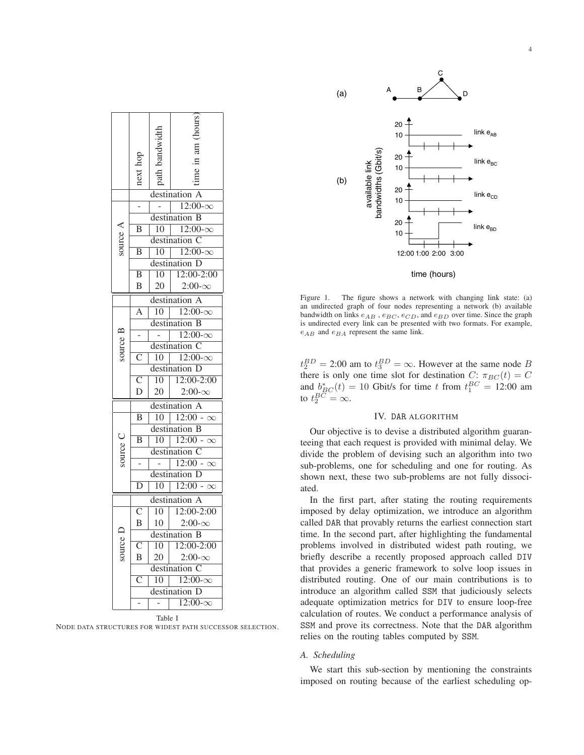| | next hop | path bandwidth | time in am (hours) |
|---|---|---|---|
| | destination A | | |
| source A | - | - | 12:00-∞ |
| | destination B | | |
| | B | 10 | 12:00-∞ |
| | destination C | | |
| | B | 10 | 12:00-∞ |
| | destination D | | |
| | B | 10 | 12:00-2:00 |
| | B | 20 | 2:00-∞ |
| | destination A | | |
| source B | A | 10 | 12:00-∞ |
| | destination B | | |
| | - | - | 12:00-∞ |
| | destination C | | |
| | C | 10 | 12:00-∞ |
| | destination D | | |
| | C | 10 | 12:00-2:00 |
| | D | 20 | 2:00-∞ |
| | destination A | | |
| source C | B | 10 | 12:00 - ∞ |
| | destination B | | |
| | B | 10 | 12:00 - ∞ |
| | destination C | | |
| | - | - | 12:00 - ∞ |
| | destination D | | |
| | D | 10 | 12:00 - ∞ |
| | destination A | | |
| source D | C | 10 | 12:00-2:00 |
| | B | 10 | 2:00-∞ |
| | destination B | | |
| | C | 10 | 12:00-2:00 |
| | B | 20 | 2:00-∞ |
| | destination C | | |
| | C | 10 | 12:00-∞ |
| | destination D | | |
| | - | - | 12:00-∞ |

Table I
NODE DATA STRUCTURES FOR WIDEST PATH SUCCESSOR SELECTION.

Figure 1. The figure shows a network with changing link state: (a) an undirected graph of four nodes representing a network (b) available bandwidth on links $e_{AB}$ , $e_{BC}$, $e_{CD}$, and $e_{BD}$ over time. Since the graph is undirected every link can be presented with two formats. For example, $e_{AB}$ and $e_{BA}$ represent the same link.

$t_2^{BD} =$ 2:00 am to $t_3^{BD} = \infty$. However at the same node $B$ there is only one time slot for destination $C$: $\pi_{BC}(t) = C$ and $b^*_{BC}(t) = 10$ Gbit/s for time $t$ from $t_1^{BC} =$ 12:00 am to $t_2^{BC} = \infty$.

## IV. DAR ALGORITHM

Our objective is to devise a distributed algorithm guaranteeing that each request is provided with minimal delay. We divide the problem of devising such an algorithm into two sub-problems, one for scheduling and one for routing. As shown next, these two sub-problems are not fully dissociated.

In the first part, after stating the routing requirements imposed by delay optimization, we introduce an algorithm called DAR that provably returns the earliest connection start time. In the second part, after highlighting the fundamental problems involved in distributed widest path routing, we briefly describe a recently proposed approach called DIV that provides a generic framework to solve loop issues in distributed routing. One of our main contributions is to introduce an algorithm called SSM that judiciously selects adequate optimization metrics for DIV to ensure loop-free calculation of routes. We conduct a performance analysis of SSM and prove its correctness. Note that the DAR algorithm relies on the routing tables computed by SSM.

### *A. Scheduling*

We start this sub-section by mentioning the constraints imposed on routing because of the earliest scheduling op-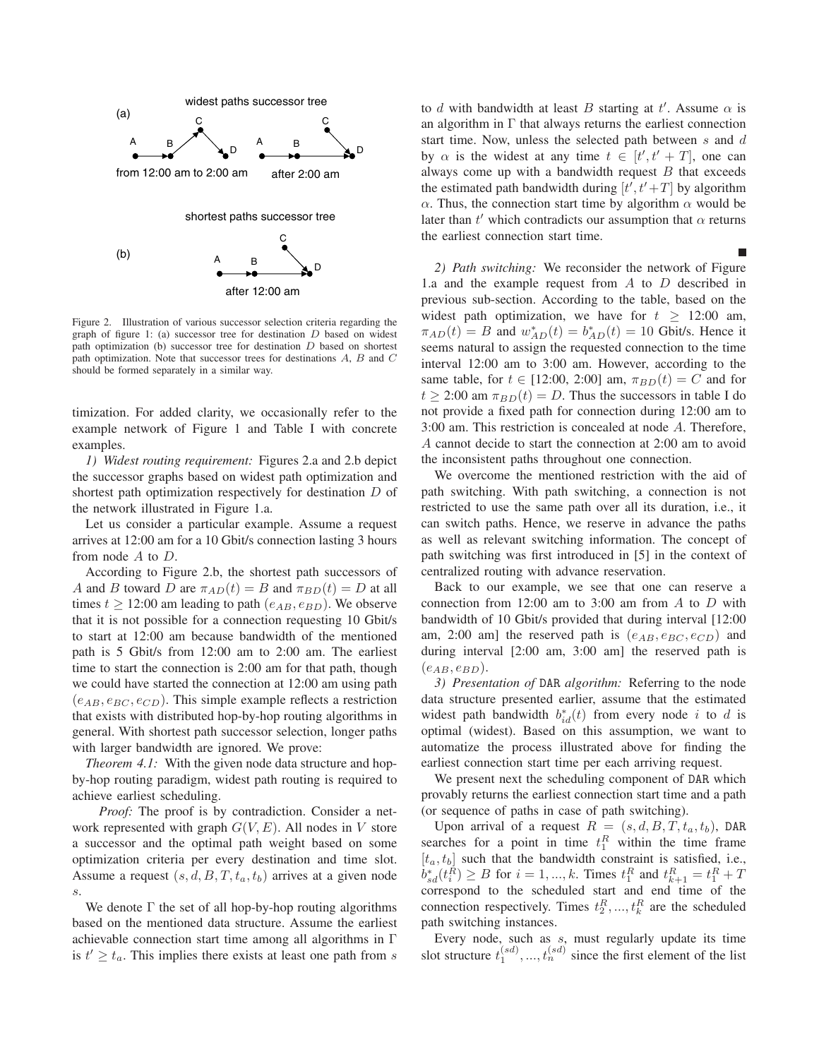Figure 2. Illustration of various successor selection criteria regarding the graph of figure 1: (a) successor tree for destination $D$ based on widest path optimization (b) successor tree for destination $D$ based on shortest path optimization. Note that successor trees for destinations $A$, $B$ and $C$ should be formed separately in a similar way.

timization. For added clarity, we occasionally refer to the example network of Figure 1 and Table I with concrete examples.

*1) Widest routing requirement:* Figures 2.a and 2.b depict the successor graphs based on widest path optimization and shortest path optimization respectively for destination $D$ of the network illustrated in Figure 1.a.

Let us consider a particular example. Assume a request arrives at 12:00 am for a 10 Gbit/s connection lasting 3 hours from node $A$ to $D$.

According to Figure 2.b, the shortest path successors of $A$ and $B$ toward $D$ are $\pi_{AD}(t) = B$ and $\pi_{BD}(t) = D$ at all times $t \geq$ 12:00 am leading to path $(e_{AB}, e_{BD})$. We observe that it is not possible for a connection requesting 10 Gbit/s to start at 12:00 am because bandwidth of the mentioned path is 5 Gbit/s from 12:00 am to 2:00 am. The earliest time to start the connection is 2:00 am for that path, though we could have started the connection at 12:00 am using path $(e_{AB}, e_{BC}, e_{CD})$. This simple example reflects a restriction that exists with distributed hop-by-hop routing algorithms in general. With shortest path successor selection, longer paths with larger bandwidth are ignored. We prove:

*Theorem 4.1:* With the given node data structure and hop-by-hop routing paradigm, widest path routing is required to achieve earliest scheduling.

*Proof:* The proof is by contradiction. Consider a network represented with graph $G(V, E)$. All nodes in $V$ store a successor and the optimal path weight based on some optimization criteria per every destination and time slot. Assume a request $(s, d, B, T, t_a, t_b)$ arrives at a given node $s$.

We denote $\Gamma$ the set of all hop-by-hop routing algorithms based on the mentioned data structure. Assume the earliest achievable connection start time among all algorithms in $\Gamma$ is $t' \geq t_a$. This implies there exists at least one path from $s$ to $d$ with bandwidth at least $B$ starting at $t'$. Assume $\alpha$ is an algorithm in $\Gamma$ that always returns the earliest connection start time. Now, unless the selected path between $s$ and $d$ by $\alpha$ is the widest at any time $t \in [t', t' + T]$, one can always come up with a bandwidth request $B$ that exceeds the estimated path bandwidth during $[t', t' + T]$ by algorithm $\alpha$. Thus, the connection start time by algorithm $\alpha$ would be later than $t'$ which contradicts our assumption that $\alpha$ returns the earliest connection start time. ■

*2) Path switching:* We reconsider the network of Figure 1.a and the example request from $A$ to $D$ described in previous sub-section. According to the table, based on the widest path optimization, we have for $t \geq$ 12:00 am, $\pi_{AD}(t) = B$ and $w^*_{AD}(t) = b^*_{AD}(t) = 10$ Gbit/s. Hence it seems natural to assign the requested connection to the time interval 12:00 am to 3:00 am. However, according to the same table, for $t \in$ [12:00, 2:00] am, $\pi_{BD}(t) = C$ and for $t \geq$ 2:00 am $\pi_{BD}(t) = D$. Thus the successors in table I do not provide a fixed path for connection during 12:00 am to 3:00 am. This restriction is concealed at node $A$. Therefore, $A$ cannot decide to start the connection at 2:00 am to avoid the inconsistent paths throughout one connection.

We overcome the mentioned restriction with the aid of path switching. With path switching, a connection is not restricted to use the same path over all its duration, i.e., it can switch paths. Hence, we reserve in advance the paths as well as relevant switching information. The concept of path switching was first introduced in [5] in the context of centralized routing with advance reservation.

Back to our example, we see that one can reserve a connection from 12:00 am to 3:00 am from $A$ to $D$ with bandwidth of 10 Gbit/s provided that during interval [12:00 am, 2:00 am] the reserved path is $(e_{AB}, e_{BC}, e_{CD})$ and during interval [2:00 am, 3:00 am] the reserved path is $(e_{AB}, e_{BD})$.

*3) Presentation of* DAR *algorithm:* Referring to the node data structure presented earlier, assume that the estimated widest path bandwidth $b^*_{id}(t)$ from every node $i$ to $d$ is optimal (widest). Based on this assumption, we want to automatize the process illustrated above for finding the earliest connection start time per each arriving request.

We present next the scheduling component of DAR which provably returns the earliest connection start time and a path (or sequence of paths in case of path switching).

Upon arrival of a request $R = (s, d, B, T, t_a, t_b)$, DAR searches for a point in time $t^R_1$ within the time frame $[t_a, t_b]$ such that the bandwidth constraint is satisfied, i.e., $b^*_{sd}(t^R_i) \geq B$ for $i = 1, ..., k$. Times $t^R_1$ and $t^R_{k+1} = t^R_1 + T$ correspond to the scheduled start and end time of the connection respectively. Times $t^R_2, ..., t^R_k$ are the scheduled path switching instances.

Every node, such as $s$, must regularly update its time slot structure $t^{(sd)}_1, ..., t^{(sd)}_n$ since the first element of the list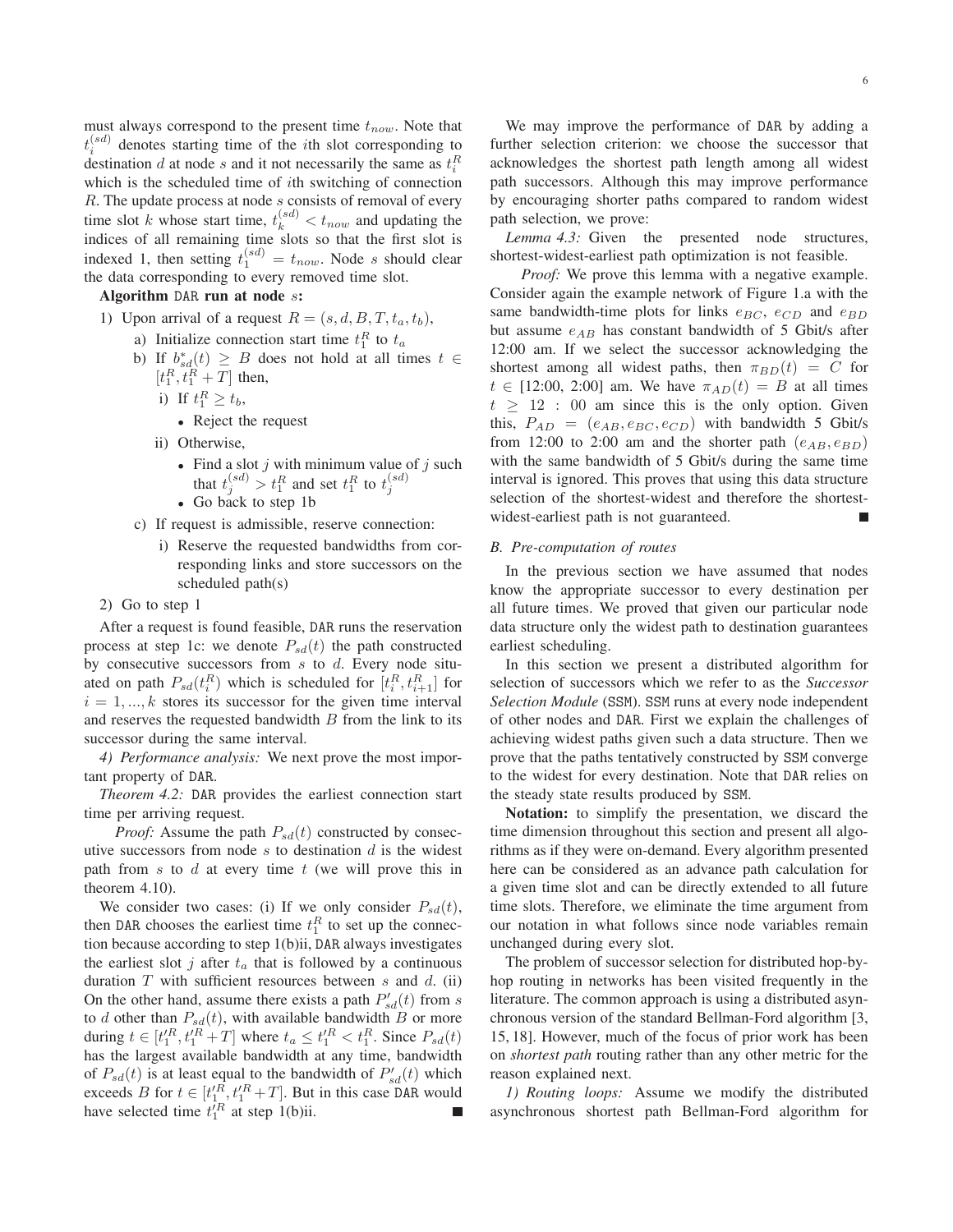must always correspond to the present time $t_{now}$. Note that $t_i^{(sd)}$ denotes starting time of the $i$th slot corresponding to destination $d$ at node $s$ and it not necessarily the same as $t_i^R$ which is the scheduled time of $i$th switching of connection $R$. The update process at node $s$ consists of removal of every time slot $k$ whose start time, $t_k^{(sd)} < t_{now}$ and updating the indices of all remaining time slots so that the first slot is indexed 1, then setting $t_1^{(sd)} = t_{now}$. Node $s$ should clear the data corresponding to every removed time slot.

**Algorithm DAR run at node $s$:**

1) Upon arrival of a request $R = (s, d, B, T, t_a, t_b)$,
   a) Initialize connection start time $t_1^R$ to $t_a$
   b) If $b_{sd}^*(t) \geq B$ does not hold at all times $t \in [t_1^R, t_1^R + T]$ then,
      i) If $t_1^R \geq t_b$,
         - Reject the request
      ii) Otherwise,
         - Find a slot $j$ with minimum value of $j$ such that $t_j^{(sd)} > t_1^R$ and set $t_1^R$ to $t_j^{(sd)}$
         - Go back to step 1b
   c) If request is admissible, reserve connection:
      i) Reserve the requested bandwidths from corresponding links and store successors on the scheduled path(s)
2) Go to step 1

After a request is found feasible, DAR runs the reservation process at step 1c: we denote $P_{sd}(t)$ the path constructed by consecutive successors from $s$ to $d$. Every node situated on path $P_{sd}(t_i^R)$ which is scheduled for $[t_i^R, t_{i+1}^R]$ for $i = 1, ..., k$ stores its successor for the given time interval and reserves the requested bandwidth $B$ from the link to its successor during the same interval.

*4) Performance analysis:* We next prove the most important property of DAR.

*Theorem 4.2:* DAR provides the earliest connection start time per arriving request.

*Proof:* Assume the path $P_{sd}(t)$ constructed by consecutive successors from node $s$ to destination $d$ is the widest path from $s$ to $d$ at every time $t$ (we will prove this in theorem 4.10).

We consider two cases: (i) If we only consider $P_{sd}(t)$, then DAR chooses the earliest time $t_1^R$ to set up the connection because according to step 1(b)ii, DAR always investigates the earliest slot $j$ after $t_a$ that is followed by a continuous duration $T$ with sufficient resources between $s$ and $d$. (ii) On the other hand, assume there exists a path $P'_{sd}(t)$ from $s$ to $d$ other than $P_{sd}(t)$, with available bandwidth $B$ or more during $t \in [t_1'^R, t_1'^R + T]$ where $t_a \leq t_1'^R < t_1^R$. Since $P_{sd}(t)$ has the largest available bandwidth at any time, bandwidth of $P_{sd}(t)$ is at least equal to the bandwidth of $P'_{sd}(t)$ which exceeds $B$ for $t \in [t_1'^R, t_1'^R + T]$. But in this case DAR would have selected time $t_1'^R$ at step 1(b)ii. ∎

We may improve the performance of DAR by adding a further selection criterion: we choose the successor that acknowledges the shortest path length among all widest path successors. Although this may improve performance by encouraging shorter paths compared to random widest path selection, we prove:

*Lemma 4.3:* Given the presented node structures, shortest-widest-earliest path optimization is not feasible.

*Proof:* We prove this lemma with a negative example. Consider again the example network of Figure 1.a with the same bandwidth-time plots for links $e_{BC}$, $e_{CD}$ and $e_{BD}$ but assume $e_{AB}$ has constant bandwidth of 5 Gbit/s after 12:00 am. If we select the successor acknowledging the shortest among all widest paths, then $\pi_{BD}(t) = C$ for $t \in$ [12:00, 2:00] am. We have $\pi_{AD}(t) = B$ at all times $t \geq 12:00$ am since this is the only option. Given this, $P_{AD} = (e_{AB}, e_{BC}, e_{CD})$ with bandwidth 5 Gbit/s from 12:00 to 2:00 am and the shorter path $(e_{AB}, e_{BD})$ with the same bandwidth of 5 Gbit/s during the same time interval is ignored. This proves that using this data structure selection of the shortest-widest and therefore the shortest-widest-earliest path is not guaranteed. ∎

### B. Pre-computation of routes

In the previous section we have assumed that nodes know the appropriate successor to every destination per all future times. We proved that given our particular node data structure only the widest path to destination guarantees earliest scheduling.

In this section we present a distributed algorithm for selection of successors which we refer to as the *Successor Selection Module* (SSM). SSM runs at every node independent of other nodes and DAR. First we explain the challenges of achieving widest paths given such a data structure. Then we prove that the paths tentatively constructed by SSM converge to the widest for every destination. Note that DAR relies on the steady state results produced by SSM.

**Notation:** to simplify the presentation, we discard the time dimension throughout this section and present all algorithms as if they were on-demand. Every algorithm presented here can be considered as an advance path calculation for a given time slot and can be directly extended to all future time slots. Therefore, we eliminate the time argument from our notation in what follows since node variables remain unchanged during every slot.

The problem of successor selection for distributed hop-by-hop routing in networks has been visited frequently in the literature. The common approach is using a distributed asynchronous version of the standard Bellman-Ford algorithm [3, 15, 18]. However, much of the focus of prior work has been on *shortest path* routing rather than any other metric for the reason explained next.

*1) Routing loops:* Assume we modify the distributed asynchronous shortest path Bellman-Ford algorithm for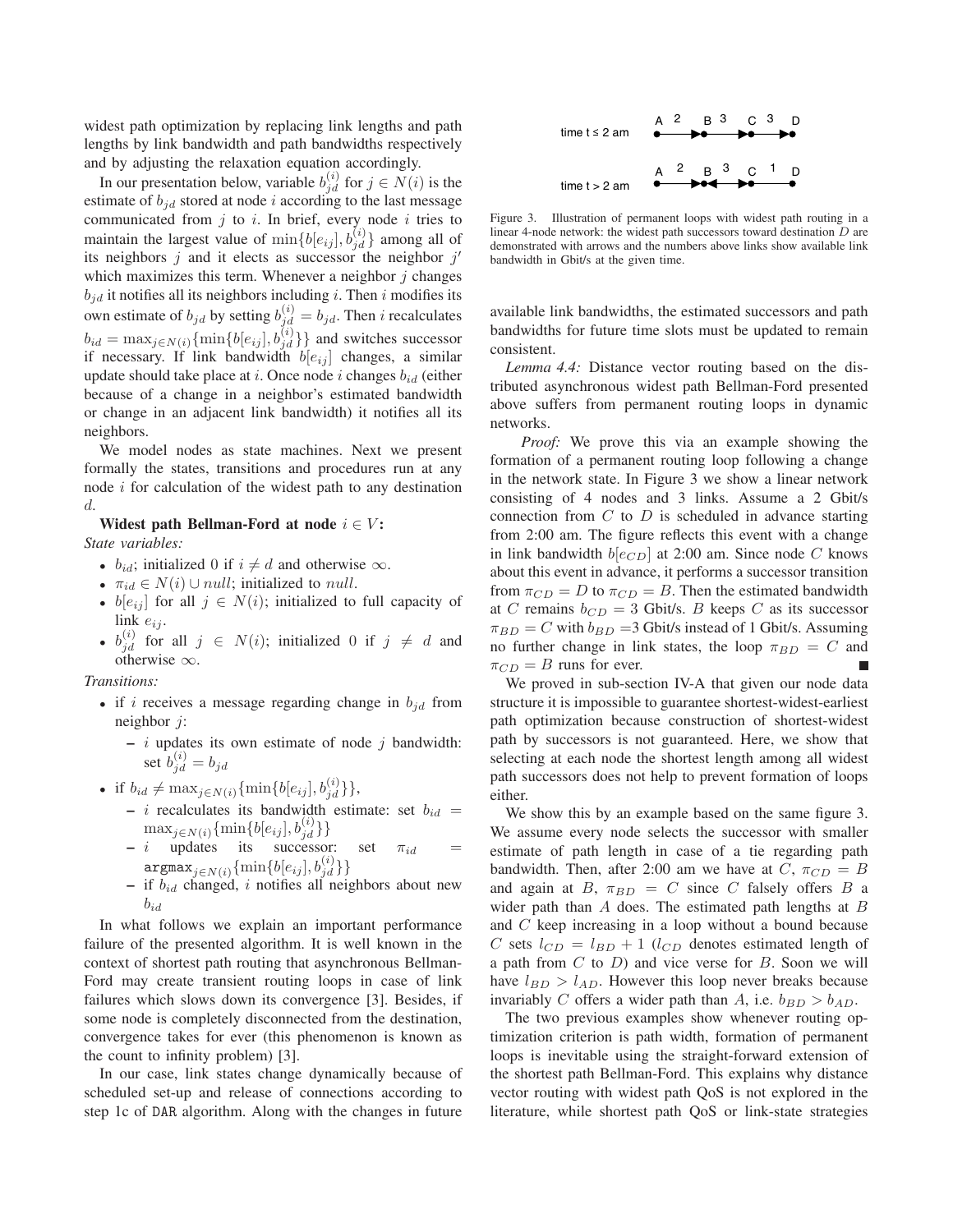widest path optimization by replacing link lengths and path lengths by link bandwidth and path bandwidths respectively and by adjusting the relaxation equation accordingly.

In our presentation below, variable $b_{jd}^{(i)}$ for $j \in N(i)$ is the estimate of $b_{jd}$ stored at node $i$ according to the last message communicated from $j$ to $i$. In brief, every node $i$ tries to maintain the largest value of $\min\{b[e_{ij}], b_{jd}^{(i)}\}$ among all of its neighbors $j$ and it elects as successor the neighbor $j'$ which maximizes this term. Whenever a neighbor $j$ changes $b_{jd}$ it notifies all its neighbors including $i$. Then $i$ modifies its own estimate of $b_{jd}$ by setting $b_{jd}^{(i)} = b_{jd}$. Then $i$ recalculates $b_{id} = \max_{j \in N(i)}\{\min\{b[e_{ij}], b_{jd}^{(i)}\}\}$ and switches successor if necessary. If link bandwidth $b[e_{ij}]$ changes, a similar update should take place at $i$. Once node $i$ changes $b_{id}$ (either because of a change in a neighbor's estimated bandwidth or change in an adjacent link bandwidth) it notifies all its neighbors.

We model nodes as state machines. Next we present formally the states, transitions and procedures run at any node $i$ for calculation of the widest path to any destination $d$.

**Widest path Bellman-Ford at node $i \in V$:**

*State variables:*

- $b_{id}$; initialized 0 if $i \neq d$ and otherwise $\infty$.
- $\pi_{id} \in N(i) \cup null$; initialized to $null$.
- $b[e_{ij}]$ for all $j \in N(i)$; initialized to full capacity of link $e_{ij}$.
- $b_{jd}^{(i)}$ for all $j \in N(i)$; initialized 0 if $j \neq d$ and otherwise $\infty$.

*Transitions:*

- if $i$ receives a message regarding change in $b_{jd}$ from neighbor $j$:
  - $i$ updates its own estimate of node $j$ bandwidth: set $b_{jd}^{(i)} = b_{jd}$
- if $b_{id} \neq \max_{j \in N(i)}\{\min\{b[e_{ij}], b_{jd}^{(i)}\}\}$,
  - $i$ recalculates its bandwidth estimate: set $b_{id} = \max_{j \in N(i)}\{\min\{b[e_{ij}], b_{jd}^{(i)}\}\}$
  - $i$ updates its successor: set $\pi_{id} = \texttt{argmax}_{j \in N(i)}\{\min\{b[e_{ij}], b_{jd}^{(i)}\}\}$
  - if $b_{id}$ changed, $i$ notifies all neighbors about new $b_{id}$

In what follows we explain an important performance failure of the presented algorithm. It is well known in the context of shortest path routing that asynchronous Bellman-Ford may create transient routing loops in case of link failures which slows down its convergence [3]. Besides, if some node is completely disconnected from the destination, convergence takes for ever (this phenomenon is known as the count to infinity problem) [3].

In our case, link states change dynamically because of scheduled set-up and release of connections according to step 1c of DAR algorithm. Along with the changes in future available link bandwidths, the estimated successors and path bandwidths for future time slots must be updated to remain consistent.

Figure 3. Illustration of permanent loops with widest path routing in a linear 4-node network: the widest path successors toward destination $D$ are demonstrated with arrows and the numbers above links show available link bandwidth in Gbit/s at the given time.

*Lemma 4.4:* Distance vector routing based on the distributed asynchronous widest path Bellman-Ford presented above suffers from permanent routing loops in dynamic networks.

*Proof:* We prove this via an example showing the formation of a permanent routing loop following a change in the network state. In Figure 3 we show a linear network consisting of 4 nodes and 3 links. Assume a 2 Gbit/s connection from $C$ to $D$ is scheduled in advance starting from 2:00 am. The figure reflects this event with a change in link bandwidth $b[e_{CD}]$ at 2:00 am. Since node $C$ knows about this event in advance, it performs a successor transition from $\pi_{CD} = D$ to $\pi_{CD} = B$. Then the estimated bandwidth at $C$ remains $b_{CD} = 3$ Gbit/s. $B$ keeps $C$ as its successor $\pi_{BD} = C$ with $b_{BD} = 3$ Gbit/s instead of 1 Gbit/s. Assuming no further change in link states, the loop $\pi_{BD} = C$ and $\pi_{CD} = B$ runs for ever. ∎

We proved in sub-section IV-A that given our node data structure it is impossible to guarantee shortest-widest-earliest path optimization because construction of shortest-widest path by successors is not guaranteed. Here, we show that selecting at each node the shortest length among all widest path successors does not help to prevent formation of loops either.

We show this by an example based on the same figure 3. We assume every node selects the successor with smaller estimate of path length in case of a tie regarding path bandwidth. Then, after 2:00 am we have at $C$, $\pi_{CD} = B$ and again at $B$, $\pi_{BD} = C$ since $C$ falsely offers $B$ a wider path than $A$ does. The estimated path lengths at $B$ and $C$ keep increasing in a loop without a bound because $C$ sets $l_{CD} = l_{BD} + 1$ ($l_{CD}$ denotes estimated length of a path from $C$ to $D$) and vice verse for $B$. Soon we will have $l_{BD} > l_{AD}$. However this loop never breaks because invariably $C$ offers a wider path than $A$, i.e. $b_{BD} > b_{AD}$.

The two previous examples show whenever routing optimization criterion is path width, formation of permanent loops is inevitable using the straight-forward extension of the shortest path Bellman-Ford. This explains why distance vector routing with widest path QoS is not explored in the literature, while shortest path QoS or link-state strategies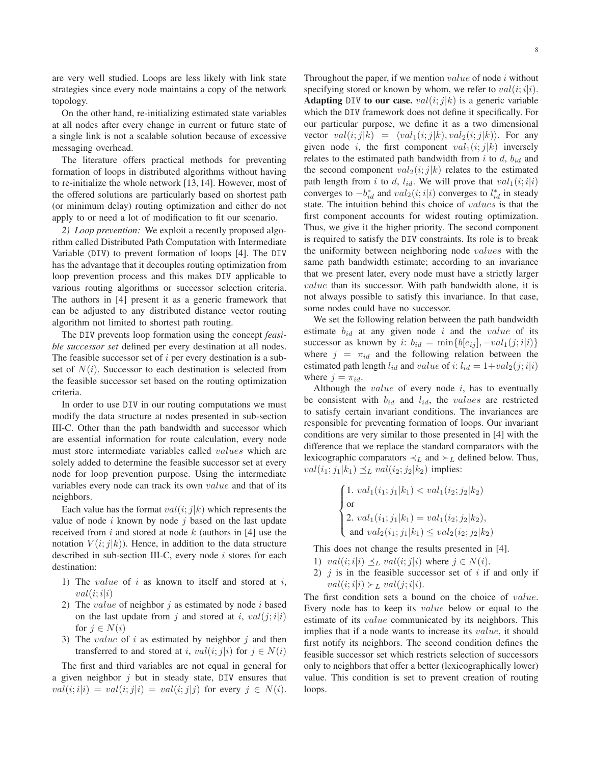are very well studied. Loops are less likely with link state strategies since every node maintains a copy of the network topology.

On the other hand, re-initializing estimated state variables at all nodes after every change in current or future state of a single link is not a scalable solution because of excessive messaging overhead.

The literature offers practical methods for preventing formation of loops in distributed algorithms without having to re-initialize the whole network [13, 14]. However, most of the offered solutions are particularly based on shortest path (or minimum delay) routing optimization and either do not apply to or need a lot of modification to fit our scenario.

*2) Loop prevention:* We exploit a recently proposed algorithm called Distributed Path Computation with Intermediate Variable (`DIV`) to prevent formation of loops [4]. The `DIV` has the advantage that it decouples routing optimization from loop prevention process and this makes `DIV` applicable to various routing algorithms or successor selection criteria. The authors in [4] present it as a generic framework that can be adjusted to any distributed distance vector routing algorithm not limited to shortest path routing.

The `DIV` prevents loop formation using the concept *feasible successor set* defined per every destination at all nodes. The feasible successor set of $i$ per every destination is a subset of $N(i)$. Successor to each destination is selected from the feasible successor set based on the routing optimization criteria.

In order to use `DIV` in our routing computations we must modify the data structure at nodes presented in sub-section III-C. Other than the path bandwidth and successor which are essential information for route calculation, every node must store intermediate variables called $values$ which are solely added to determine the feasible successor set at every node for loop prevention purpose. Using the intermediate variables every node can track its own $value$ and that of its neighbors.

Each value has the format $val(i;j|k)$ which represents the value of node $i$ known by node $j$ based on the last update received from $i$ and stored at node $k$ (authors in [4] use the notation $V(i;j|k)$). Hence, in addition to the data structure described in sub-section III-C, every node $i$ stores for each destination:

1) The $value$ of $i$ as known to itself and stored at $i$, $val(i;i|i)$
2) The $value$ of neighbor $j$ as estimated by node $i$ based on the last update from $j$ and stored at $i$, $val(j;i|i)$ for $j \in N(i)$
3) The $value$ of $i$ as estimated by neighbor $j$ and then transferred to and stored at $i$, $val(i;j|i)$ for $j \in N(i)$

The first and third variables are not equal in general for a given neighbor $j$ but in steady state, `DIV` ensures that $val(i;i|i) = val(i;j|i) = val(i;j|j)$ for every $j \in N(i)$. Throughout the paper, if we mention $value$ of node $i$ without specifying stored or known by whom, we refer to $val(i;i|i)$.

**Adapting `DIV` to our case.** $val(i;j|k)$ is a generic variable which the `DIV` framework does not define it specifically. For our particular purpose, we define it as a two dimensional vector $val(i;j|k) = \langle val_1(i;j|k), val_2(i;j|k) \rangle$. For any given node $i$, the first component $val_1(i;j|k)$ inversely relates to the estimated path bandwidth from $i$ to $d$, $b_{id}$ and the second component $val_2(i;j|k)$ relates to the estimated path length from $i$ to $d$, $l_{id}$. We will prove that $val_1(i;i|i)$ converges to $-b^*_{id}$ and $val_2(i;i|i)$ converges to $l^*_{id}$ in steady state. The intuition behind this choice of $values$ is that the first component accounts for widest routing optimization. Thus, we give it the higher priority. The second component is required to satisfy the `DIV` constraints. Its role is to break the uniformity between neighboring node $values$ with the same path bandwidth estimate; according to an invariance that we present later, every node must have a strictly larger $value$ than its successor. With path bandwidth alone, it is not always possible to satisfy this invariance. In that case, some nodes could have no successor.

We set the following relation between the path bandwidth estimate $b_{id}$ at any given node $i$ and the $value$ of its successor as known by $i$: $b_{id} = \min\{b[e_{ij}], -val_1(j;i|i)\}$ where $j = \pi_{id}$ and the following relation between the estimated path length $l_{id}$ and $value$ of $i$: $l_{id} = 1 + val_2(j;i|i)$ where $j = \pi_{id}$.

Although the $value$ of every node $i$, has to eventually be consistent with $b_{id}$ and $l_{id}$, the $values$ are restricted to satisfy certain invariant conditions. The invariances are responsible for preventing formation of loops. Our invariant conditions are very similar to those presented in [4] with the difference that we replace the standard comparators with the lexicographic comparators $\prec_L$ and $\succ_L$ defined below. Thus, $val(i_1;j_1|k_1) \preceq_L val(i_2;j_2|k_2)$ implies:

$$
\begin{cases}
1.\ val_1(i_1;j_1|k_1) < val_1(i_2;j_2|k_2) \\
\text{or} \\
2.\ val_1(i_1;j_1|k_1) = val_1(i_2;j_2|k_2), \\
\ \text{and } val_2(i_1;j_1|k_1) \leq val_2(i_2;j_2|k_2)
\end{cases}
$$

This does not change the results presented in [4].

1) $val(i;i|i) \preceq_L val(i;j|i)$ where $j \in N(i)$.
2) $j$ is in the feasible successor set of $i$ if and only if $val(i;i|i) \succ_L val(j;i|i)$.

The first condition sets a bound on the choice of $value$. Every node has to keep its $value$ below or equal to the estimate of its $value$ communicated by its neighbors. This implies that if a node wants to increase its $value$, it should first notify its neighbors. The second condition defines the feasible successor set which restricts selection of successors only to neighbors that offer a better (lexicographically lower) value. This condition is set to prevent creation of routing loops.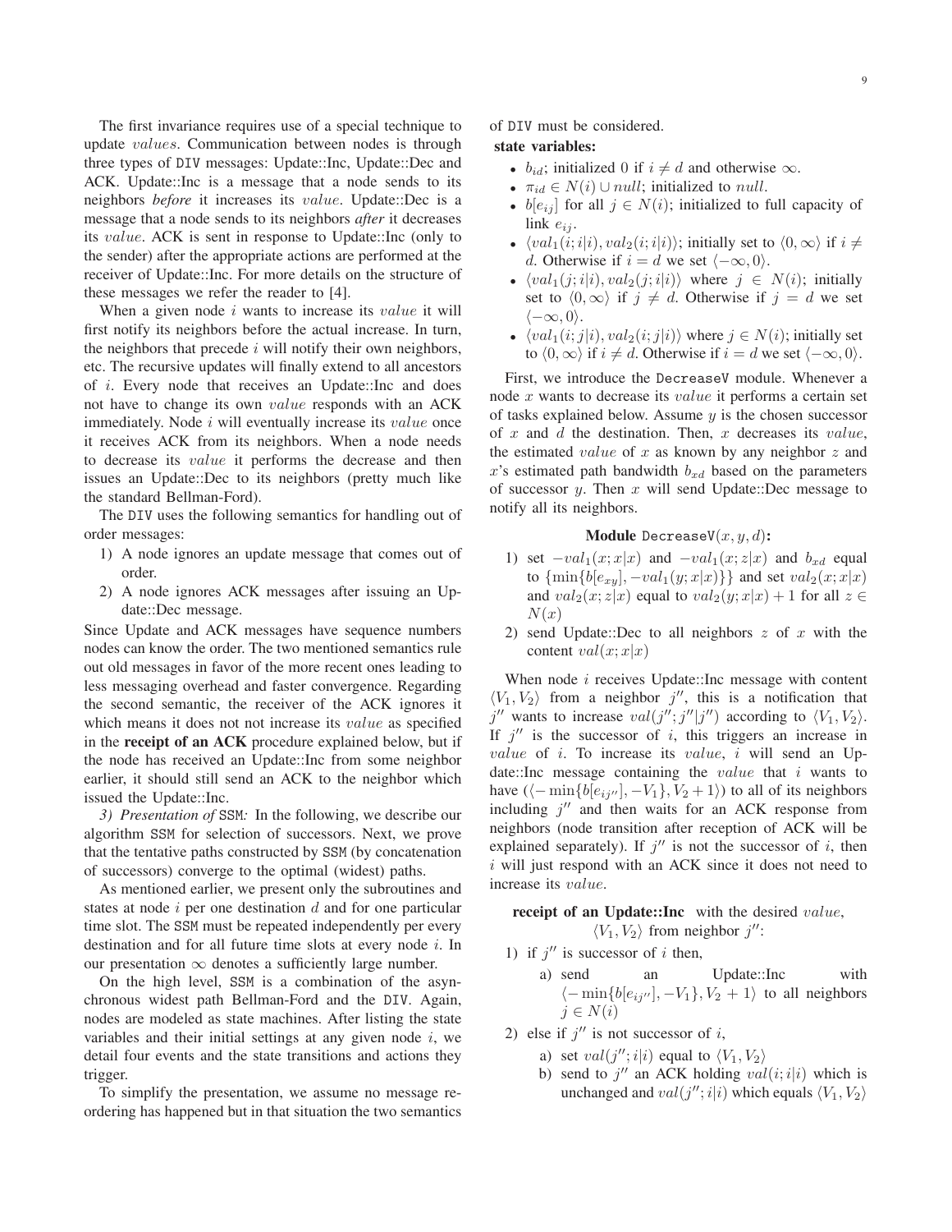The first invariance requires use of a special technique to update *values*. Communication between nodes is through three types of DIV messages: Update::Inc, Update::Dec and ACK. Update::Inc is a message that a node sends to its neighbors *before* it increases its *value*. Update::Dec is a message that a node sends to its neighbors *after* it decreases its *value*. ACK is sent in response to Update::Inc (only to the sender) after the appropriate actions are performed at the receiver of Update::Inc. For more details on the structure of these messages we refer the reader to [4].

When a given node $i$ wants to increase its *value* it will first notify its neighbors before the actual increase. In turn, the neighbors that precede $i$ will notify their own neighbors, etc. The recursive updates will finally extend to all ancestors of $i$. Every node that receives an Update::Inc and does not have to change its own *value* responds with an ACK immediately. Node $i$ will eventually increase its *value* once it receives ACK from its neighbors. When a node needs to decrease its *value* it performs the decrease and then issues an Update::Dec to its neighbors (pretty much like the standard Bellman-Ford).

The DIV uses the following semantics for handling out of order messages:

1) A node ignores an update message that comes out of order.
2) A node ignores ACK messages after issuing an Update::Dec message.

Since Update and ACK messages have sequence numbers nodes can know the order. The two mentioned semantics rule out old messages in favor of the more recent ones leading to less messaging overhead and faster convergence. Regarding the second semantic, the receiver of the ACK ignores it which means it does not not increase its *value* as specified in the **receipt of an ACK** procedure explained below, but if the node has received an Update::Inc from some neighbor earlier, it should still send an ACK to the neighbor which issued the Update::Inc.

*3) Presentation of* SSM*:* In the following, we describe our algorithm SSM for selection of successors. Next, we prove that the tentative paths constructed by SSM (by concatenation of successors) converge to the optimal (widest) paths.

As mentioned earlier, we present only the subroutines and states at node $i$ per one destination $d$ and for one particular time slot. The SSM must be repeated independently per every destination and for all future time slots at every node $i$. In our presentation $\infty$ denotes a sufficiently large number.

On the high level, SSM is a combination of the asynchronous widest path Bellman-Ford and the DIV. Again, nodes are modeled as state machines. After listing the state variables and their initial settings at any given node $i$, we detail four events and the state transitions and actions they trigger.

To simplify the presentation, we assume no message reordering has happened but in that situation the two semantics of DIV must be considered.

**state variables:**

- $b_{id}$; initialized 0 if $i \neq d$ and otherwise $\infty$.
- $\pi_{id} \in N(i) \cup null$; initialized to $null$.
- $b[e_{ij}]$ for all $j \in N(i)$; initialized to full capacity of link $e_{ij}$.
- $\langle val_1(i;i|i), val_2(i;i|i) \rangle$; initially set to $\langle 0, \infty \rangle$ if $i \neq d$. Otherwise if $i = d$ we set $\langle -\infty, 0 \rangle$.
- $\langle val_1(j;i|i), val_2(j;i|i) \rangle$ where $j \in N(i)$; initially set to $\langle 0, \infty \rangle$ if $j \neq d$. Otherwise if $j = d$ we set $\langle -\infty, 0 \rangle$.
- $\langle val_1(i;j|i), val_2(i;j|i) \rangle$ where $j \in N(i)$; initially set to $\langle 0, \infty \rangle$ if $i \neq d$. Otherwise if $i = d$ we set $\langle -\infty, 0 \rangle$.

First, we introduce the DecreaseV module. Whenever a node $x$ wants to decrease its *value* it performs a certain set of tasks explained below. Assume $y$ is the chosen successor of $x$ and $d$ the destination. Then, $x$ decreases its *value*, the estimated *value* of $x$ as known by any neighbor $z$ and $x$'s estimated path bandwidth $b_{xd}$ based on the parameters of successor $y$. Then $x$ will send Update::Dec message to notify all its neighbors.

**Module** DecreaseV$(x, y, d)$**:**

1) set $-val_1(x;x|x)$ and $-val_1(x;z|x)$ and $b_{xd}$ equal to $\{\min\{b[e_{xy}], -val_1(y;x|x)\}\}$ and set $val_2(x;x|x)$ and $val_2(x;z|x)$ equal to $val_2(y;x|x) + 1$ for all $z \in N(x)$
2) send Update::Dec to all neighbors $z$ of $x$ with the content $val(x;x|x)$

When node $i$ receives Update::Inc message with content $\langle V_1, V_2 \rangle$ from a neighbor $j''$, this is a notification that $j''$ wants to increase $val(j'';j''|j'')$ according to $\langle V_1, V_2 \rangle$. If $j''$ is the successor of $i$, this triggers an increase in *value* of $i$. To increase its *value*, $i$ will send an Update::Inc message containing the *value* that $i$ wants to have ($\langle -\min\{b[e_{ij''}], -V_1\}, V_2 + 1 \rangle$) to all of its neighbors including $j''$ and then waits for an ACK response from neighbors (node transition after reception of ACK will be explained separately). If $j''$ is not the successor of $i$, then $i$ will just respond with an ACK since it does not need to increase its *value*.

**receipt of an Update::Inc** with the desired *value*, $\langle V_1, V_2 \rangle$ from neighbor $j''$:

1) if $j''$ is successor of $i$ then,
   a) send an Update::Inc with $\langle -\min\{b[e_{ij''}], -V_1\}, V_2 + 1 \rangle$ to all neighbors $j \in N(i)$
2) else if $j''$ is not successor of $i$,
   a) set $val(j'';i|i)$ equal to $\langle V_1, V_2 \rangle$
   b) send to $j''$ an ACK holding $val(i;i|i)$ which is unchanged and $val(j'';i|i)$ which equals $\langle V_1, V_2 \rangle$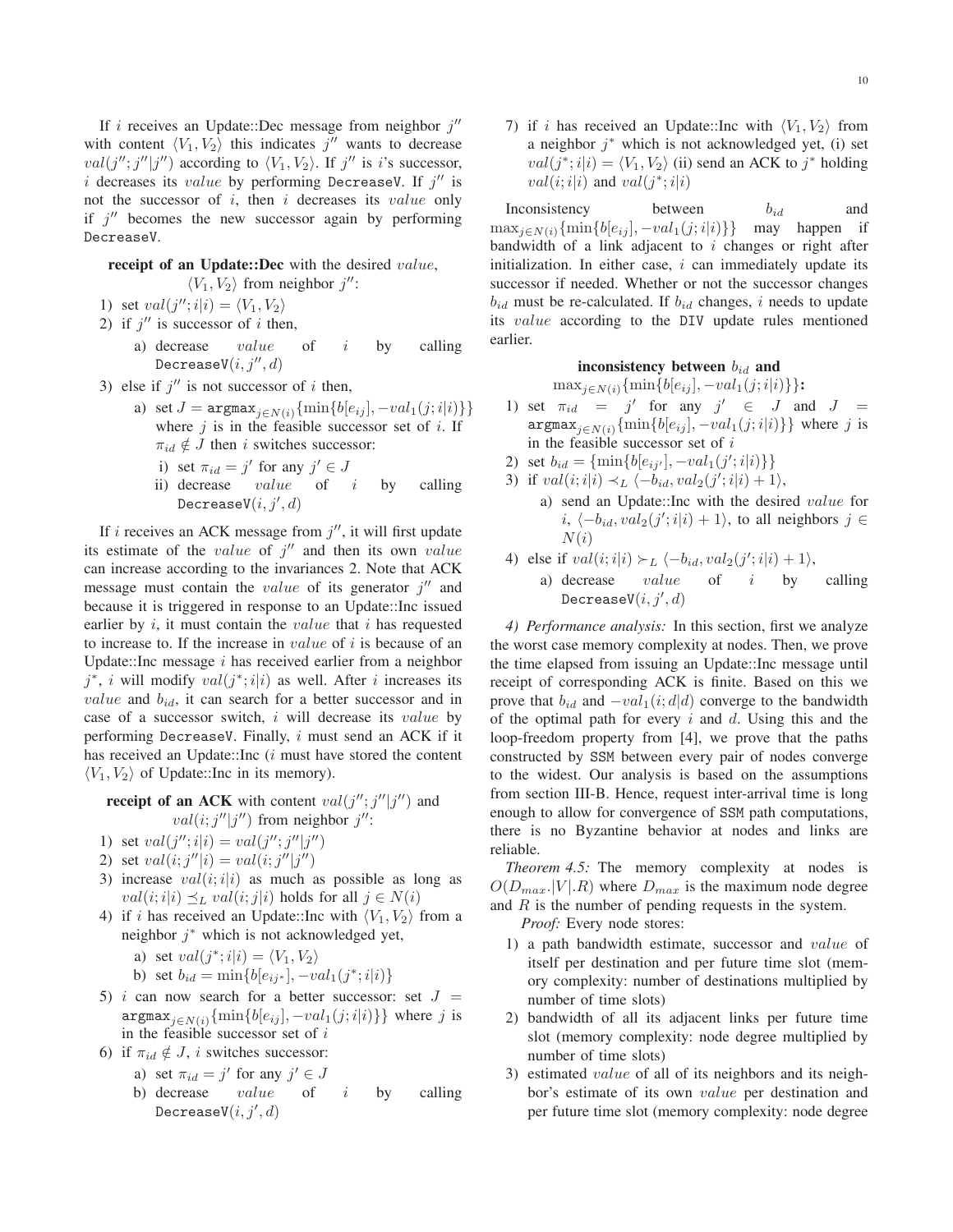If $i$ receives an Update::Dec message from neighbor $j''$ with content $\langle V_1, V_2\rangle$ this indicates $j''$ wants to decrease $val(j''; j''|j'')$ according to $\langle V_1, V_2\rangle$. If $j''$ is $i$'s successor, $i$ decreases its $value$ by performing DecreaseV. If $j''$ is not the successor of $i$, then $i$ decreases its $value$ only if $j''$ becomes the new successor again by performing DecreaseV.

**receipt of an Update::Dec** with the desired $value$, $\langle V_1, V_2\rangle$ from neighbor $j''$:

1) set $val(j''; i|i) = \langle V_1, V_2\rangle$
2) if $j''$ is successor of $i$ then,
   a) decrease $value$ of $i$ by calling $\texttt{DecreaseV}(i, j'', d)$
3) else if $j''$ is not successor of $i$ then,
   a) set $J = \texttt{argmax}_{j\in N(i)}\{\min\{b[e_{ij}], -val_1(j; i|i)\}\}$ where $j$ is in the feasible successor set of $i$. If $\pi_{id} \notin J$ then $i$ switches successor:
      i) set $\pi_{id} = j'$ for any $j' \in J$
      ii) decrease $value$ of $i$ by calling $\texttt{DecreaseV}(i, j', d)$

If $i$ receives an ACK message from $j''$, it will first update its estimate of the $value$ of $j''$ and then its own $value$ can increase according to the invariances 2. Note that ACK message must contain the $value$ of its generator $j''$ and because it is triggered in response to an Update::Inc issued earlier by $i$, it must contain the $value$ that $i$ has requested to increase to. If the increase in $value$ of $i$ is because of an Update::Inc message $i$ has received earlier from a neighbor $j^*$, $i$ will modify $val(j^*; i|i)$ as well. After $i$ increases its $value$ and $b_{id}$, it can search for a better successor and in case of a successor switch, $i$ will decrease its $value$ by performing DecreaseV. Finally, $i$ must send an ACK if it has received an Update::Inc ($i$ must have stored the content $\langle V_1, V_2\rangle$ of Update::Inc in its memory).

**receipt of an ACK** with content $val(j''; j''|j'')$ and $val(i; j''|j'')$ from neighbor $j''$:

1) set $val(j''; i|i) = val(j''; j''|j'')$
2) set $val(i; j''|i) = val(i; j''|j'')$
3) increase $val(i; i|i)$ as much as possible as long as $val(i; i|i) \preceq_L val(i; j|i)$ holds for all $j \in N(i)$
4) if $i$ has received an Update::Inc with $\langle V_1, V_2\rangle$ from a neighbor $j^*$ which is not acknowledged yet,
   a) set $val(j^*; i|i) = \langle V_1, V_2\rangle$
   b) set $b_{id} = \min\{b[e_{ij^*}], -val_1(j^*; i|i)\}$
5) $i$ can now search for a better successor: set $J = \texttt{argmax}_{j\in N(i)}\{\min\{b[e_{ij}], -val_1(j; i|i)\}\}$ where $j$ is in the feasible successor set of $i$
6) if $\pi_{id} \notin J$, $i$ switches successor:
   a) set $\pi_{id} = j'$ for any $j' \in J$
   b) decrease $value$ of $i$ by calling $\texttt{DecreaseV}(i, j', d)$
7) if $i$ has received an Update::Inc with $\langle V_1, V_2\rangle$ from a neighbor $j^*$ which is not acknowledged yet, (i) set $val(j^*; i|i) = \langle V_1, V_2\rangle$ (ii) send an ACK to $j^*$ holding $val(i; i|i)$ and $val(j^*; i|i)$

Inconsistency between $b_{id}$ and $\max_{j\in N(i)}\{\min\{b[e_{ij}], -val_1(j; i|i)\}\}$ may happen if bandwidth of a link adjacent to $i$ changes or right after initialization. In either case, $i$ can immediately update its successor if needed. Whether or not the successor changes $b_{id}$ must be re-calculated. If $b_{id}$ changes, $i$ needs to update its $value$ according to the DIV update rules mentioned earlier.

**inconsistency between $b_{id}$ and $\max_{j\in N(i)}\{\min\{b[e_{ij}], -val_1(j; i|i)\}\}$:**

1) set $\pi_{id} = j'$ for any $j' \in J$ and $J = \texttt{argmax}_{j\in N(i)}\{\min\{b[e_{ij}], -val_1(j; i|i)\}\}$ where $j$ is in the feasible successor set of $i$
2) set $b_{id} = \{\min\{b[e_{ij'}], -val_1(j'; i|i)\}\}$
3) if $val(i; i|i) \prec_L \langle -b_{id}, val_2(j'; i|i) + 1\rangle$,
   a) send an Update::Inc with the desired $value$ for $i$, $\langle -b_{id}, val_2(j'; i|i) + 1\rangle$, to all neighbors $j \in N(i)$
4) else if $val(i; i|i) \succ_L \langle -b_{id}, val_2(j'; i|i) + 1\rangle$,
   a) decrease $value$ of $i$ by calling $\texttt{DecreaseV}(i, j', d)$

*4) Performance analysis:* In this section, first we analyze the worst case memory complexity at nodes. Then, we prove the time elapsed from issuing an Update::Inc message until receipt of corresponding ACK is finite. Based on this we prove that $b_{id}$ and $-val_1(i; d|d)$ converge to the bandwidth of the optimal path for every $i$ and $d$. Using this and the loop-freedom property from [4], we prove that the paths constructed by SSM between every pair of nodes converge to the widest. Our analysis is based on the assumptions from section III-B. Hence, request inter-arrival time is long enough to allow for convergence of SSM path computations, there is no Byzantine behavior at nodes and links are reliable.

*Theorem 4.5:* The memory complexity at nodes is $O(D_{max}.|V|.R)$ where $D_{max}$ is the maximum node degree and $R$ is the number of pending requests in the system.

*Proof:* Every node stores:

1) a path bandwidth estimate, successor and $value$ of itself per destination and per future time slot (memory complexity: number of destinations multiplied by number of time slots)
2) bandwidth of all its adjacent links per future time slot (memory complexity: node degree multiplied by number of time slots)
3) estimated $value$ of all of its neighbors and its neighbor's estimate of its own $value$ per destination and per future time slot (memory complexity: node degree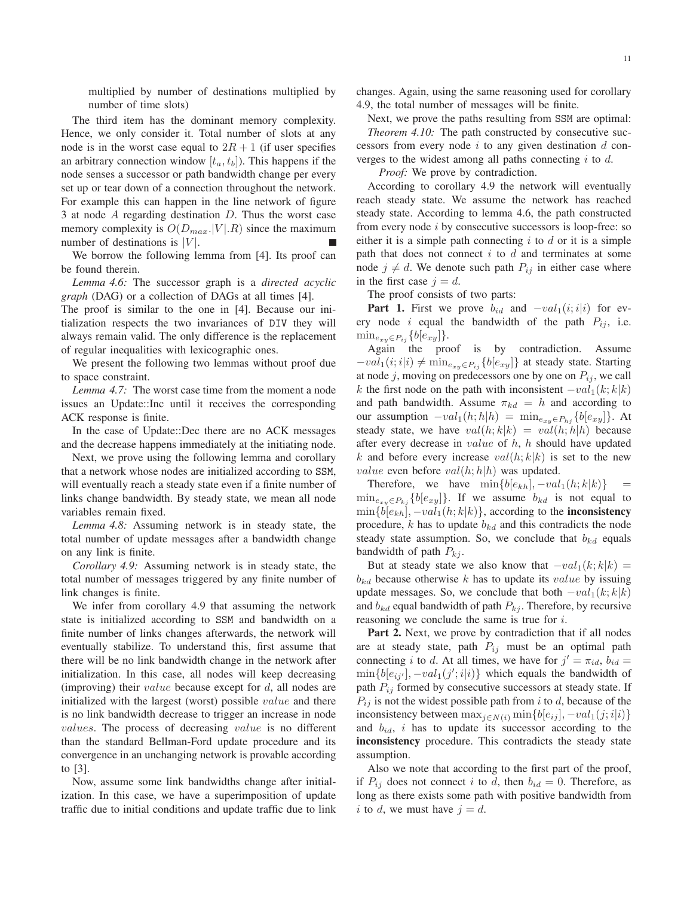multiplied by number of destinations multiplied by number of time slots)

The third item has the dominant memory complexity. Hence, we only consider it. Total number of slots at any node is in the worst case equal to $2R+1$ (if user specifies an arbitrary connection window $[t_a, t_b]$). This happens if the node senses a successor or path bandwidth change per every set up or tear down of a connection throughout the network. For example this can happen in the line network of figure 3 at node $A$ regarding destination $D$. Thus the worst case memory complexity is $O(D_{max}.|V|.R)$ since the maximum number of destinations is $|V|$. ∎

We borrow the following lemma from [4]. Its proof can be found therein.

*Lemma 4.6:* The successor graph is a *directed acyclic graph* (DAG) or a collection of DAGs at all times [4].

The proof is similar to the one in [4]. Because our initialization respects the two invariances of `DIV` they will always remain valid. The only difference is the replacement of regular inequalities with lexicographic ones.

We present the following two lemmas without proof due to space constraint.

*Lemma 4.7:* The worst case time from the moment a node issues an Update::Inc until it receives the corresponding ACK response is finite.

In the case of Update::Dec there are no ACK messages and the decrease happens immediately at the initiating node.

Next, we prove using the following lemma and corollary that a network whose nodes are initialized according to `SSM`, will eventually reach a steady state even if a finite number of links change bandwidth. By steady state, we mean all node variables remain fixed.

*Lemma 4.8:* Assuming network is in steady state, the total number of update messages after a bandwidth change on any link is finite.

*Corollary 4.9:* Assuming network is in steady state, the total number of messages triggered by any finite number of link changes is finite.

We infer from corollary 4.9 that assuming the network state is initialized according to `SSM` and bandwidth on a finite number of links changes afterwards, the network will eventually stabilize. To understand this, first assume that there will be no link bandwidth change in the network after initialization. In this case, all nodes will keep decreasing (improving) their $value$ because except for $d$, all nodes are initialized with the largest (worst) possible $value$ and there is no link bandwidth decrease to trigger an increase in node $values$. The process of decreasing $value$ is no different than the standard Bellman-Ford update procedure and its convergence in an unchanging network is provable according to [3].

Now, assume some link bandwidths change after initialization. In this case, we have a superimposition of update traffic due to initial conditions and update traffic due to link changes. Again, using the same reasoning used for corollary 4.9, the total number of messages will be finite.

Next, we prove the paths resulting from `SSM` are optimal:

*Theorem 4.10:* The path constructed by consecutive successors from every node $i$ to any given destination $d$ converges to the widest among all paths connecting $i$ to $d$.

*Proof:* We prove by contradiction.

According to corollary 4.9 the network will eventually reach steady state. We assume the network has reached steady state. According to lemma 4.6, the path constructed from every node $i$ by consecutive successors is loop-free: so either it is a simple path connecting $i$ to $d$ or it is a simple path that does not connect $i$ to $d$ and terminates at some node $j \neq d$. We denote such path $P_{ij}$ in either case where in the first case $j = d$.

The proof consists of two parts:

**Part 1.** First we prove $b_{id}$ and $-val_1(i;i|i)$ for every node $i$ equal the bandwidth of the path $P_{ij}$, i.e. $\min_{e_{xy}\in P_{ij}}\{b[e_{xy}]\}$.

Again the proof is by contradiction. Assume $-val_1(i;i|i) \neq \min_{e_{xy}\in P_{ij}}\{b[e_{xy}]\}$ at steady state. Starting at node $j$, moving on predecessors one by one on $P_{ij}$, we call $k$ the first node on the path with inconsistent $-val_1(k;k|k)$ and path bandwidth. Assume $\pi_{kd} = h$ and according to our assumption $-val_1(h;h|h) = \min_{e_{xy}\in P_{hj}}\{b[e_{xy}]\}$. At steady state, we have $val(h;k|k) = val(h;h|h)$ because after every decrease in $value$ of $h$, $h$ should have updated $k$ and before every increase $val(h;k|k)$ is set to the new $value$ even before $val(h;h|h)$ was updated.

Therefore, we have $\min\{b[e_{kh}], -val_1(h;k|k)\} = \min_{e_{xy}\in P_{kj}}\{b[e_{xy}]\}$. If we assume $b_{kd}$ is not equal to $\min\{b[e_{kh}], -val_1(h;k|k)\}$, according to the **inconsistency** procedure, $k$ has to update $b_{kd}$ and this contradicts the node steady state assumption. So, we conclude that $b_{kd}$ equals bandwidth of path $P_{kj}$.

But at steady state we also know that $-val_1(k;k|k) = b_{kd}$ because otherwise $k$ has to update its $value$ by issuing update messages. So, we conclude that both $-val_1(k;k|k)$ and $b_{kd}$ equal bandwidth of path $P_{kj}$. Therefore, by recursive reasoning we conclude the same is true for $i$.

**Part 2.** Next, we prove by contradiction that if all nodes are at steady state, path $P_{ij}$ must be an optimal path connecting $i$ to $d$. At all times, we have for $j' = \pi_{id}$, $b_{id} = \min\{b[e_{ij'}], -val_1(j';i|i)\}$ which equals the bandwidth of path $P_{ij}$ formed by consecutive successors at steady state. If $P_{ij}$ is not the widest possible path from $i$ to $d$, because of the inconsistency between $\max_{j\in N(i)}\min\{b[e_{ij}], -val_1(j;i|i)\}$ and $b_{id}$, $i$ has to update its successor according to the **inconsistency** procedure. This contradicts the steady state assumption.

Also we note that according to the first part of the proof, if $P_{ij}$ does not connect $i$ to $d$, then $b_{id} = 0$. Therefore, as long as there exists some path with positive bandwidth from $i$ to $d$, we must have $j = d$.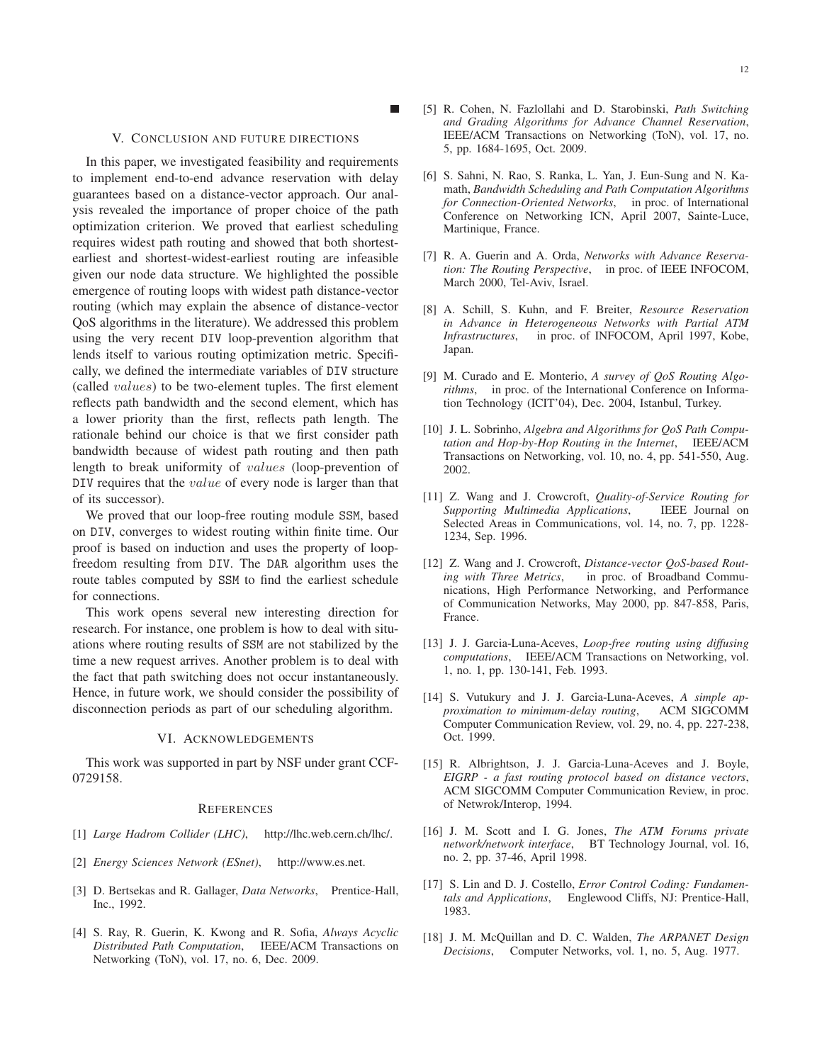■

## V. Conclusion and future directions

In this paper, we investigated feasibility and requirements to implement end-to-end advance reservation with delay guarantees based on a distance-vector approach. Our analysis revealed the importance of proper choice of the path optimization criterion. We proved that earliest scheduling requires widest path routing and showed that both shortest-earliest and shortest-widest-earliest routing are infeasible given our node data structure. We highlighted the possible emergence of routing loops with widest path distance-vector routing (which may explain the absence of distance-vector QoS algorithms in the literature). We addressed this problem using the very recent `DIV` loop-prevention algorithm that lends itself to various routing optimization metric. Specifically, we defined the intermediate variables of `DIV` structure (called $values$) to be two-element tuples. The first element reflects path bandwidth and the second element, which has a lower priority than the first, reflects path length. The rationale behind our choice is that we first consider path bandwidth because of widest path routing and then path length to break uniformity of $values$ (loop-prevention of `DIV` requires that the $value$ of every node is larger than that of its successor).

We proved that our loop-free routing module `SSM`, based on `DIV`, converges to widest routing within finite time. Our proof is based on induction and uses the property of loop-freedom resulting from `DIV`. The `DAR` algorithm uses the route tables computed by `SSM` to find the earliest schedule for connections.

This work opens several new interesting direction for research. For instance, one problem is how to deal with situations where routing results of `SSM` are not stabilized by the time a new request arrives. Another problem is to deal with the fact that path switching does not occur instantaneously. Hence, in future work, we should consider the possibility of disconnection periods as part of our scheduling algorithm.

## VI. Acknowledgements

This work was supported in part by NSF under grant CCF-0729158.

## References

[1] *Large Hadrom Collider (LHC)*, http://lhc.web.cern.ch/lhc/.

[2] *Energy Sciences Network (ESnet)*, http://www.es.net.

[3] D. Bertsekas and R. Gallager, *Data Networks*, Prentice-Hall, Inc., 1992.

[4] S. Ray, R. Guerin, K. Kwong and R. Sofia, *Always Acyclic Distributed Path Computation*, IEEE/ACM Transactions on Networking (ToN), vol. 17, no. 6, Dec. 2009.

[5] R. Cohen, N. Fazlollahi and D. Starobinski, *Path Switching and Grading Algorithms for Advance Channel Reservation*, IEEE/ACM Transactions on Networking (ToN), vol. 17, no. 5, pp. 1684-1695, Oct. 2009.

[6] S. Sahni, N. Rao, S. Ranka, L. Yan, J. Eun-Sung and N. Kamath, *Bandwidth Scheduling and Path Computation Algorithms for Connection-Oriented Networks*, in proc. of International Conference on Networking ICN, April 2007, Sainte-Luce, Martinique, France.

[7] R. A. Guerin and A. Orda, *Networks with Advance Reservation: The Routing Perspective*, in proc. of IEEE INFOCOM, March 2000, Tel-Aviv, Israel.

[8] A. Schill, S. Kuhn, and F. Breiter, *Resource Reservation in Advance in Heterogeneous Networks with Partial ATM Infrastructures*, in proc. of INFOCOM, April 1997, Kobe, Japan.

[9] M. Curado and E. Monterio, *A survey of QoS Routing Algorithms*, in proc. of the International Conference on Information Technology (ICIT'04), Dec. 2004, Istanbul, Turkey.

[10] J. L. Sobrinho, *Algebra and Algorithms for QoS Path Computation and Hop-by-Hop Routing in the Internet*, IEEE/ACM Transactions on Networking, vol. 10, no. 4, pp. 541-550, Aug. 2002.

[11] Z. Wang and J. Crowcroft, *Quality-of-Service Routing for Supporting Multimedia Applications*, IEEE Journal on Selected Areas in Communications, vol. 14, no. 7, pp. 1228-1234, Sep. 1996.

[12] Z. Wang and J. Crowcroft, *Distance-vector QoS-based Routing with Three Metrics*, in proc. of Broadband Communications, High Performance Networking, and Performance of Communication Networks, May 2000, pp. 847-858, Paris, France.

[13] J. J. Garcia-Luna-Aceves, *Loop-free routing using diffusing computations*, IEEE/ACM Transactions on Networking, vol. 1, no. 1, pp. 130-141, Feb. 1993.

[14] S. Vutukury and J. J. Garcia-Luna-Aceves, *A simple approximation to minimum-delay routing*, ACM SIGCOMM Computer Communication Review, vol. 29, no. 4, pp. 227-238, Oct. 1999.

[15] R. Albrightson, J. J. Garcia-Luna-Aceves and J. Boyle, *EIGRP - a fast routing protocol based on distance vectors*, ACM SIGCOMM Computer Communication Review, in proc. of Netwrok/Interop, 1994.

[16] J. M. Scott and I. G. Jones, *The ATM Forums private network/network interface*, BT Technology Journal, vol. 16, no. 2, pp. 37-46, April 1998.

[17] S. Lin and D. J. Costello, *Error Control Coding: Fundamentals and Applications*, Englewood Cliffs, NJ: Prentice-Hall, 1983.

[18] J. M. McQuillan and D. C. Walden, *The ARPANET Design Decisions*, Computer Networks, vol. 1, no. 5, Aug. 1977.